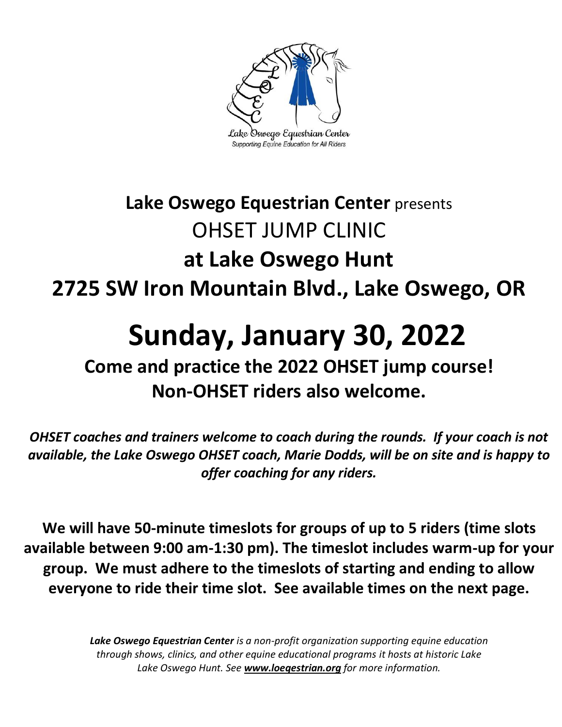Lake Oswego Equestrian Center
Supporting Equine Education for All Riders

# **Lake Oswego Equestrian Center** presents
# OHSET JUMP CLINIC
# at Lake Oswego Hunt
# 2725 SW Iron Mountain Blvd., Lake Oswego, OR

# Sunday, January 30, 2022

## Come and practice the 2022 OHSET jump course!
## Non-OHSET riders also welcome.

***OHSET coaches and trainers welcome to coach during the rounds. If your coach is not available, the Lake Oswego OHSET coach, Marie Dodds, will be on site and is happy to offer coaching for any riders.***

**We will have 50-minute timeslots for groups of up to 5 riders (time slots available between 9:00 am-1:30 pm). The timeslot includes warm-up for your group. We must adhere to the timeslots of starting and ending to allow everyone to ride their time slot. See available times on the next page.**

*__Lake Oswego Equestrian Center__ is a non-profit organization supporting equine education through shows, clinics, and other equine educational programs it hosts at historic Lake Lake Oswego Hunt. See __www.loeqestrian.org__ for more information.*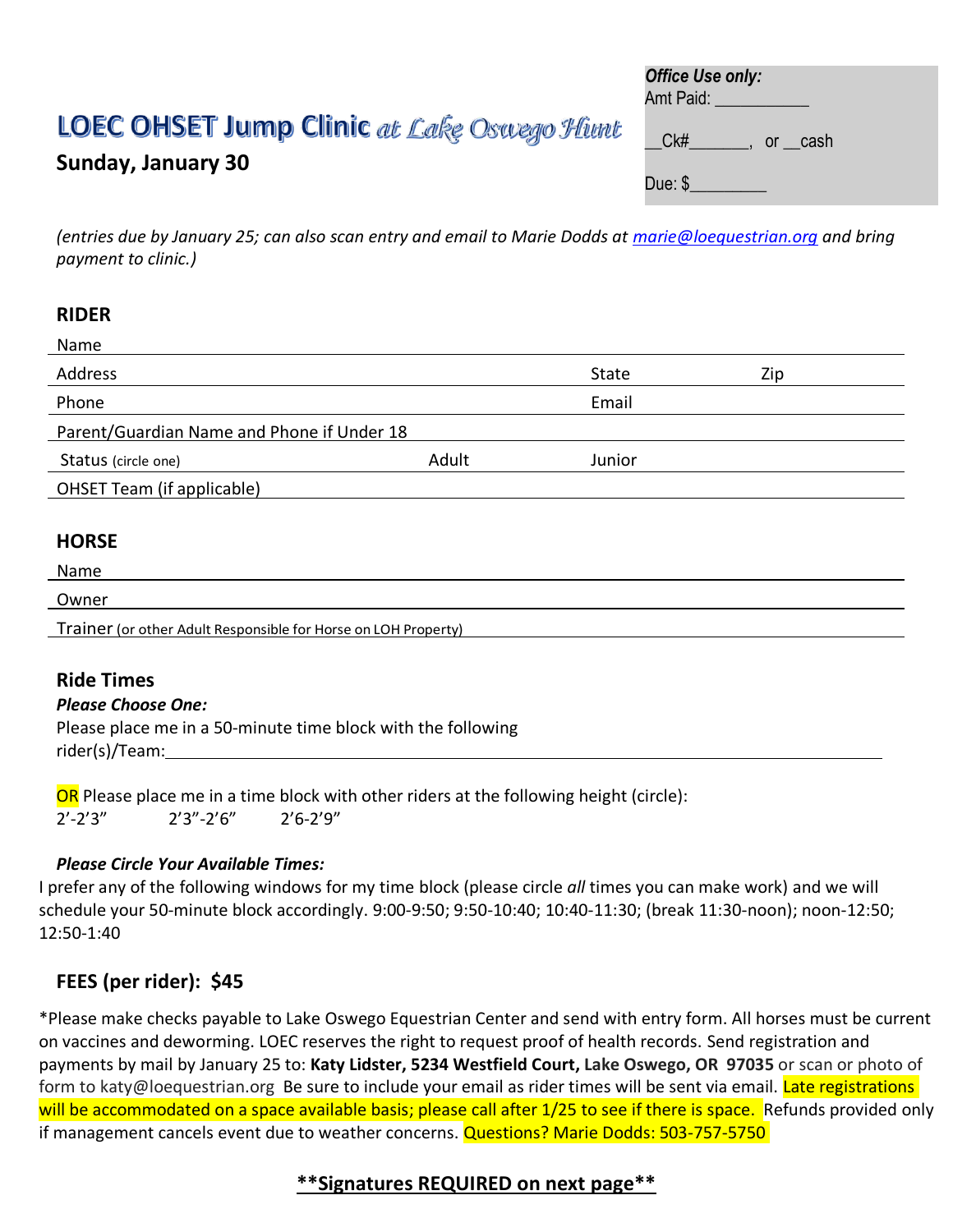# LOEC OHSET Jump Clinic *at Lake Oswego Hunt*

**Sunday, January 30**

| *Office Use only:* |
|---|
| Amt Paid: ___________ |
| __Ck#_______, or __cash |
| Due: $_________ |

*(entries due by January 25; can also scan entry and email to Marie Dodds at marie@loequestrian.org and bring payment to clinic.)*

## RIDER

Name

Address | State | Zip

Phone | Email

Parent/Guardian Name and Phone if Under 18

Status (circle one) | Adult | Junior

OHSET Team (if applicable)

## HORSE

Name

Owner

Trainer (or other Adult Responsible for Horse on LOH Property)

## Ride Times

***Please Choose One:***

Please place me in a 50-minute time block with the following rider(s)/Team:________________________________________________________________________

OR Please place me in a time block with other riders at the following height (circle):
2'-2'3" 2'3"-2'6" 2'6-2'9"

***Please Circle Your Available Times:***

I prefer any of the following windows for my time block (please circle *all* times you can make work) and we will schedule your 50-minute block accordingly. 9:00-9:50; 9:50-10:40; 10:40-11:30; (break 11:30-noon); noon-12:50; 12:50-1:40

## FEES (per rider): $45

*Please make checks payable to Lake Oswego Equestrian Center and send with entry form. All horses must be current on vaccines and deworming. LOEC reserves the right to request proof of health records. Send registration and payments by mail by January 25 to: **Katy Lidster, 5234 Westfield Court, Lake Oswego, OR 97035** or scan or photo of form to katy@loequestrian.org Be sure to include your email as rider times will be sent via email. Late registrations will be accommodated on a space available basis; please call after 1/25 to see if there is space. Refunds provided only if management cancels event due to weather concerns. Questions? Marie Dodds: 503-757-5750

****Signatures REQUIRED on next page****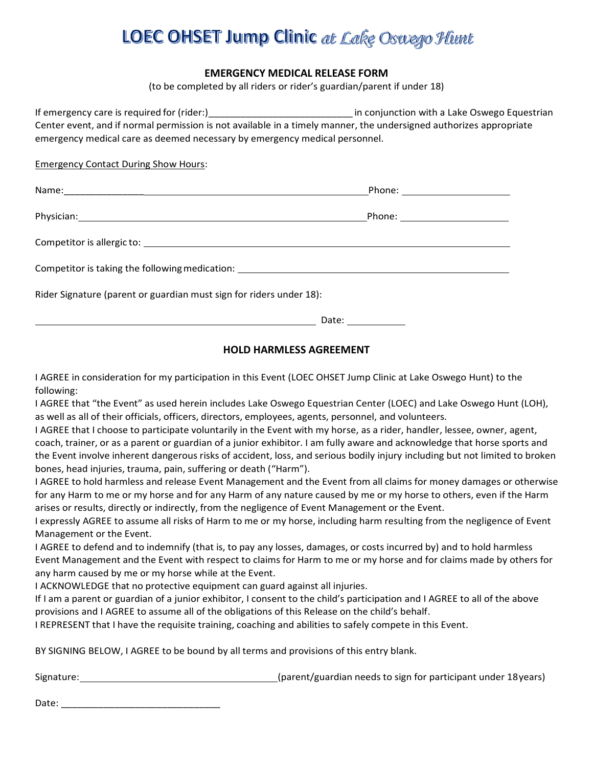# LOEC OHSET Jump Clinic *at Lake Oswego Hunt*

## EMERGENCY MEDICAL RELEASE FORM

(to be completed by all riders or rider's guardian/parent if under 18)

If emergency care is required for (rider:)___________________________ in conjunction with a Lake Oswego Equestrian Center event, and if normal permission is not available in a timely manner, the undersigned authorizes appropriate emergency medical care as deemed necessary by emergency medical personnel.

Emergency Contact During Show Hours:

Name:_______________________________________________________________ Phone: ____________________

Physician:___________________________________________________________ Phone: ____________________

Competitor is allergic to: ________________________________________________________________________

Competitor is taking the following medication: _____________________________________________________

Rider Signature (parent or guardian must sign for riders under 18):

_______________________________________________________ Date: ___________

## HOLD HARMLESS AGREEMENT

I AGREE in consideration for my participation in this Event (LOEC OHSET Jump Clinic at Lake Oswego Hunt) to the following:

I AGREE that "the Event" as used herein includes Lake Oswego Equestrian Center (LOEC) and Lake Oswego Hunt (LOH), as well as all of their officials, officers, directors, employees, agents, personnel, and volunteers.

I AGREE that I choose to participate voluntarily in the Event with my horse, as a rider, handler, lessee, owner, agent, coach, trainer, or as a parent or guardian of a junior exhibitor. I am fully aware and acknowledge that horse sports and the Event involve inherent dangerous risks of accident, loss, and serious bodily injury including but not limited to broken bones, head injuries, trauma, pain, suffering or death ("Harm").

I AGREE to hold harmless and release Event Management and the Event from all claims for money damages or otherwise for any Harm to me or my horse and for any Harm of any nature caused by me or my horse to others, even if the Harm arises or results, directly or indirectly, from the negligence of Event Management or the Event.

I expressly AGREE to assume all risks of Harm to me or my horse, including harm resulting from the negligence of Event Management or the Event.

I AGREE to defend and to indemnify (that is, to pay any losses, damages, or costs incurred by) and to hold harmless Event Management and the Event with respect to claims for Harm to me or my horse and for claims made by others for any harm caused by me or my horse while at the Event.

I ACKNOWLEDGE that no protective equipment can guard against all injuries.

If I am a parent or guardian of a junior exhibitor, I consent to the child's participation and I AGREE to all of the above provisions and I AGREE to assume all of the obligations of this Release on the child's behalf.

I REPRESENT that I have the requisite training, coaching and abilities to safely compete in this Event.

BY SIGNING BELOW, I AGREE to be bound by all terms and provisions of this entry blank.

Signature:______________________________________(parent/guardian needs to sign for participant under 18years)

Date: _______________________________